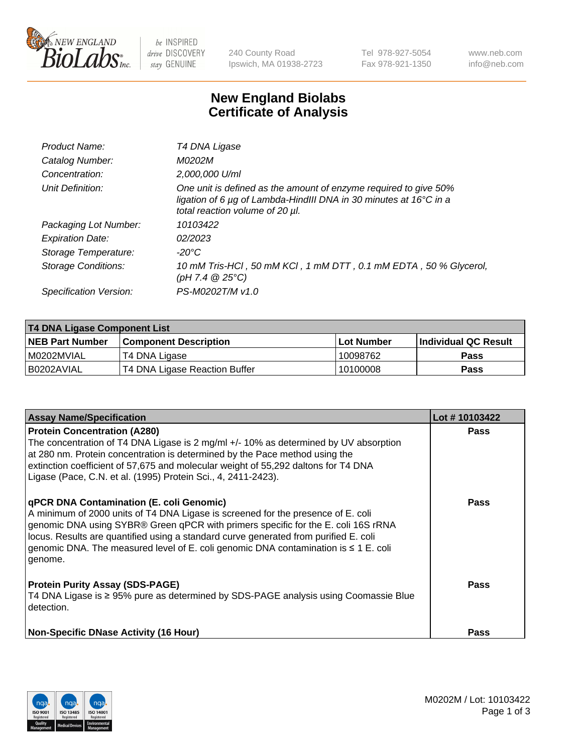# New England Biolabs Certificate of Analysis

| | |
|---|---|
| *Product Name:* | *T4 DNA Ligase* |
| *Catalog Number:* | *M0202M* |
| *Concentration:* | *2,000,000 U/ml* |
| *Unit Definition:* | *One unit is defined as the amount of enzyme required to give 50% ligation of 6 µg of Lambda-HindIII DNA in 30 minutes at 16°C in a total reaction volume of 20 µl.* |
| *Packaging Lot Number:* | *10103422* |
| *Expiration Date:* | *02/2023* |
| *Storage Temperature:* | *-20°C* |
| *Storage Conditions:* | *10 mM Tris-HCl , 50 mM KCl , 1 mM DTT , 0.1 mM EDTA , 50 % Glycerol, (pH 7.4 @ 25°C)* |
| *Specification Version:* | *PS-M0202T/M v1.0* |

| **T4 DNA Ligase Component List** | | | |
|---|---|---|---|
| **NEB Part Number** | **Component Description** | **Lot Number** | **Individual QC Result** |
| M0202MVIAL | T4 DNA Ligase | 10098762 | **Pass** |
| B0202AVIAL | T4 DNA Ligase Reaction Buffer | 10100008 | **Pass** |

| **Assay Name/Specification** | **Lot # 10103422** |
|---|---|
| **Protein Concentration (A280)**<br>The concentration of T4 DNA Ligase is 2 mg/ml +/- 10% as determined by UV absorption at 280 nm. Protein concentration is determined by the Pace method using the extinction coefficient of 57,675 and molecular weight of 55,292 daltons for T4 DNA Ligase (Pace, C.N. et al. (1995) Protein Sci., 4, 2411-2423). | **Pass** |
| **qPCR DNA Contamination (E. coli Genomic)**<br>A minimum of 2000 units of T4 DNA Ligase is screened for the presence of E. coli genomic DNA using SYBR® Green qPCR with primers specific for the E. coli 16S rRNA locus. Results are quantified using a standard curve generated from purified E. coli genomic DNA. The measured level of E. coli genomic DNA contamination is ≤ 1 E. coli genome. | **Pass** |
| **Protein Purity Assay (SDS-PAGE)**<br>T4 DNA Ligase is ≥ 95% pure as determined by SDS-PAGE analysis using Coomassie Blue detection. | **Pass** |
| **Non-Specific DNase Activity (16 Hour)** | **Pass** |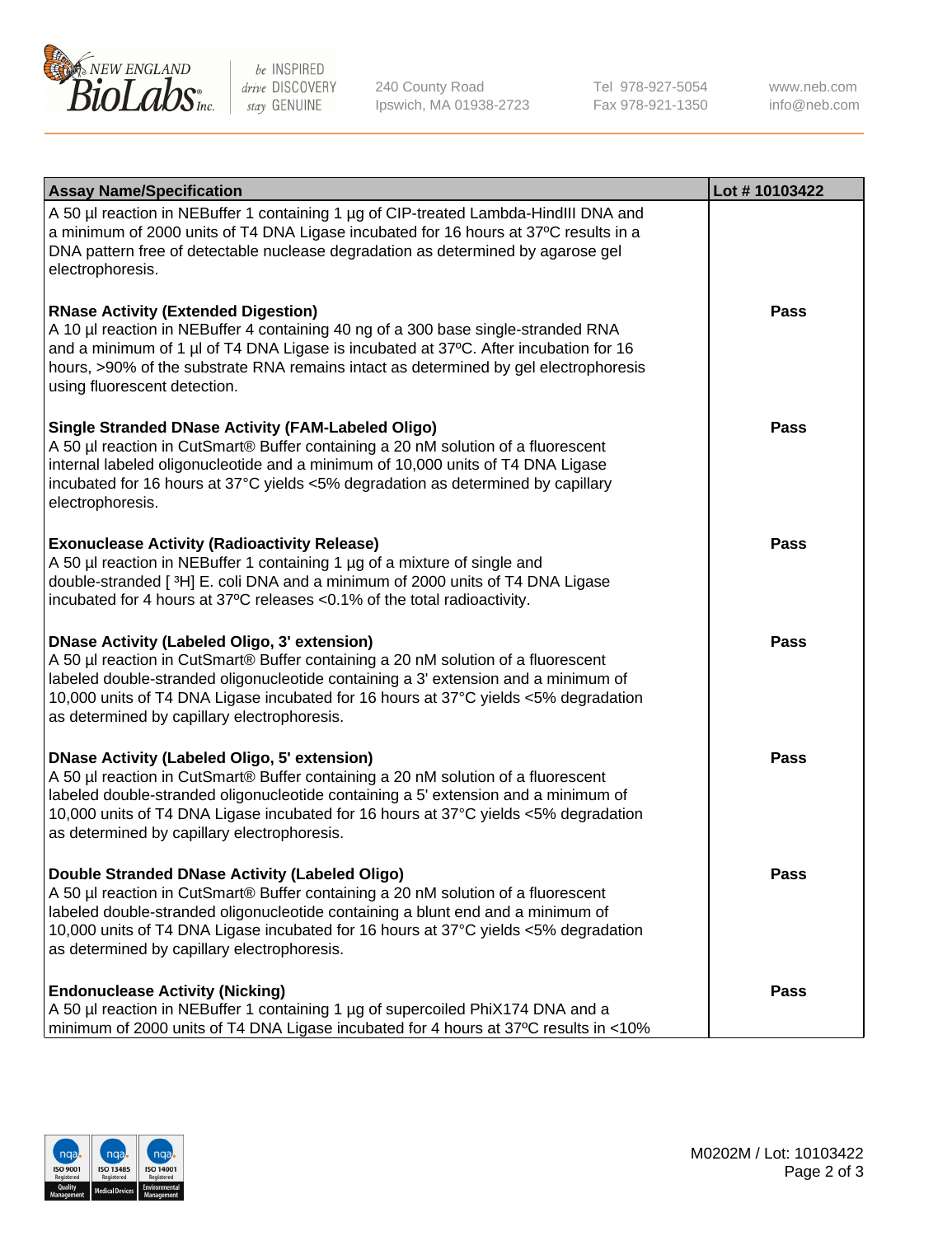| Assay Name/Specification | Lot # 10103422 |
|---|---|
| A 50 µl reaction in NEBuffer 1 containing 1 µg of CIP-treated Lambda-HindIII DNA and a minimum of 2000 units of T4 DNA Ligase incubated for 16 hours at 37ºC results in a DNA pattern free of detectable nuclease degradation as determined by agarose gel electrophoresis. | |
| **RNase Activity (Extended Digestion)**<br>A 10 µl reaction in NEBuffer 4 containing 40 ng of a 300 base single-stranded RNA and a minimum of 1 µl of T4 DNA Ligase is incubated at 37ºC. After incubation for 16 hours, >90% of the substrate RNA remains intact as determined by gel electrophoresis using fluorescent detection. | Pass |
| **Single Stranded DNase Activity (FAM-Labeled Oligo)**<br>A 50 µl reaction in CutSmart® Buffer containing a 20 nM solution of a fluorescent internal labeled oligonucleotide and a minimum of 10,000 units of T4 DNA Ligase incubated for 16 hours at 37°C yields <5% degradation as determined by capillary electrophoresis. | Pass |
| **Exonuclease Activity (Radioactivity Release)**<br>A 50 µl reaction in NEBuffer 1 containing 1 µg of a mixture of single and double-stranded [ $^{3}$H] E. coli DNA and a minimum of 2000 units of T4 DNA Ligase incubated for 4 hours at 37ºC releases <0.1% of the total radioactivity. | Pass |
| **DNase Activity (Labeled Oligo, 3' extension)**<br>A 50 µl reaction in CutSmart® Buffer containing a 20 nM solution of a fluorescent labeled double-stranded oligonucleotide containing a 3' extension and a minimum of 10,000 units of T4 DNA Ligase incubated for 16 hours at 37°C yields <5% degradation as determined by capillary electrophoresis. | Pass |
| **DNase Activity (Labeled Oligo, 5' extension)**<br>A 50 µl reaction in CutSmart® Buffer containing a 20 nM solution of a fluorescent labeled double-stranded oligonucleotide containing a 5' extension and a minimum of 10,000 units of T4 DNA Ligase incubated for 16 hours at 37°C yields <5% degradation as determined by capillary electrophoresis. | Pass |
| **Double Stranded DNase Activity (Labeled Oligo)**<br>A 50 µl reaction in CutSmart® Buffer containing a 20 nM solution of a fluorescent labeled double-stranded oligonucleotide containing a blunt end and a minimum of 10,000 units of T4 DNA Ligase incubated for 16 hours at 37°C yields <5% degradation as determined by capillary electrophoresis. | Pass |
| **Endonuclease Activity (Nicking)**<br>A 50 µl reaction in NEBuffer 1 containing 1 µg of supercoiled PhiX174 DNA and a minimum of 2000 units of T4 DNA Ligase incubated for 4 hours at 37ºC results in <10% | Pass |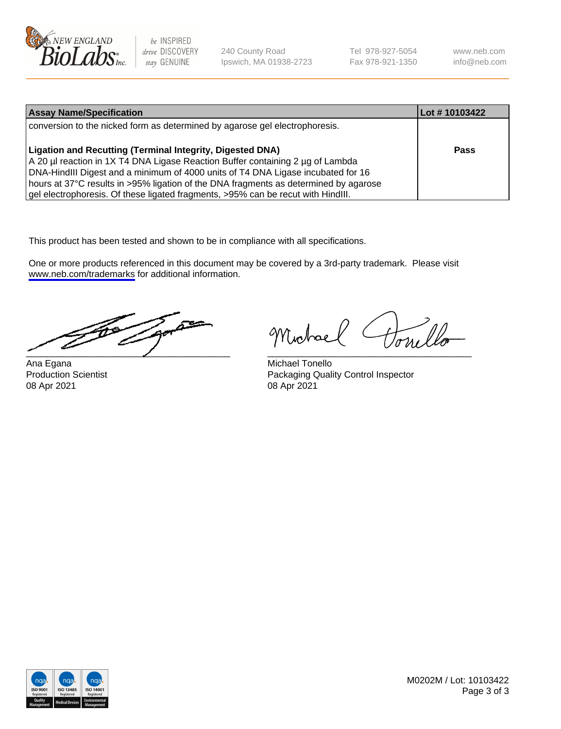| Assay Name/Specification | Lot # 10103422 |
| --- | --- |
| conversion to the nicked form as determined by agarose gel electrophoresis. | |
| **Ligation and Recutting (Terminal Integrity, Digested DNA)**<br>A 20 µl reaction in 1X T4 DNA Ligase Reaction Buffer containing 2 µg of Lambda DNA-HindIII Digest and a minimum of 4000 units of T4 DNA Ligase incubated for 16 hours at 37°C results in >95% ligation of the DNA fragments as determined by agarose gel electrophoresis. Of these ligated fragments, >95% can be recut with HindIII. | **Pass** |

This product has been tested and shown to be in compliance with all specifications.

One or more products referenced in this document may be covered by a 3rd-party trademark. Please visit www.neb.com/trademarks for additional information.

Ana Egana
Production Scientist
08 Apr 2021

Michael Tonello
Packaging Quality Control Inspector
08 Apr 2021

M0202M / Lot: 10103422